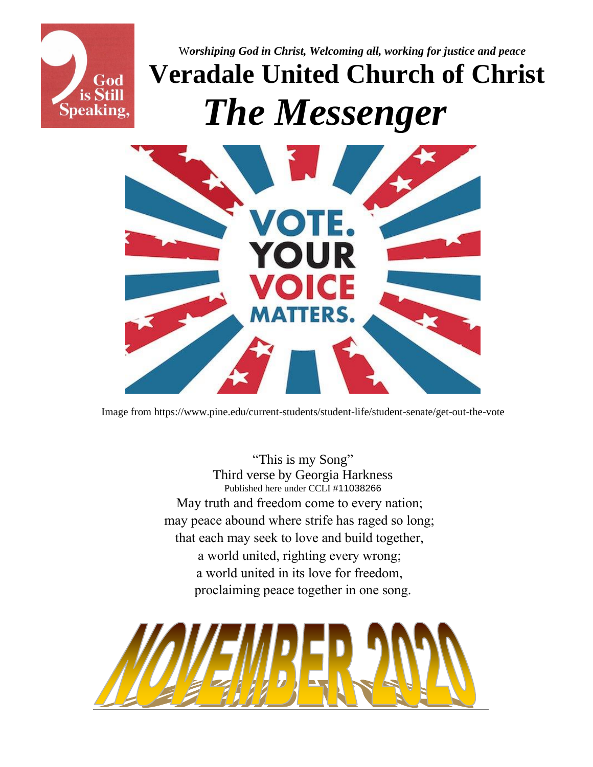*Worshiping God in Christ, Welcoming all, working for justice and peace*

# Veradale United Church of Christ

# *The Messenger*

Image from https://www.pine.edu/current-students/student-life/student-senate/get-out-the-vote

"This is my Song"
Third verse by Georgia Harkness
Published here under CCLI #11038266

May truth and freedom come to every nation;
may peace abound where strife has raged so long;
that each may seek to love and build together,
a world united, righting every wrong;
a world united in its love for freedom,
proclaiming peace together in one song.

# NOVEMBER 2020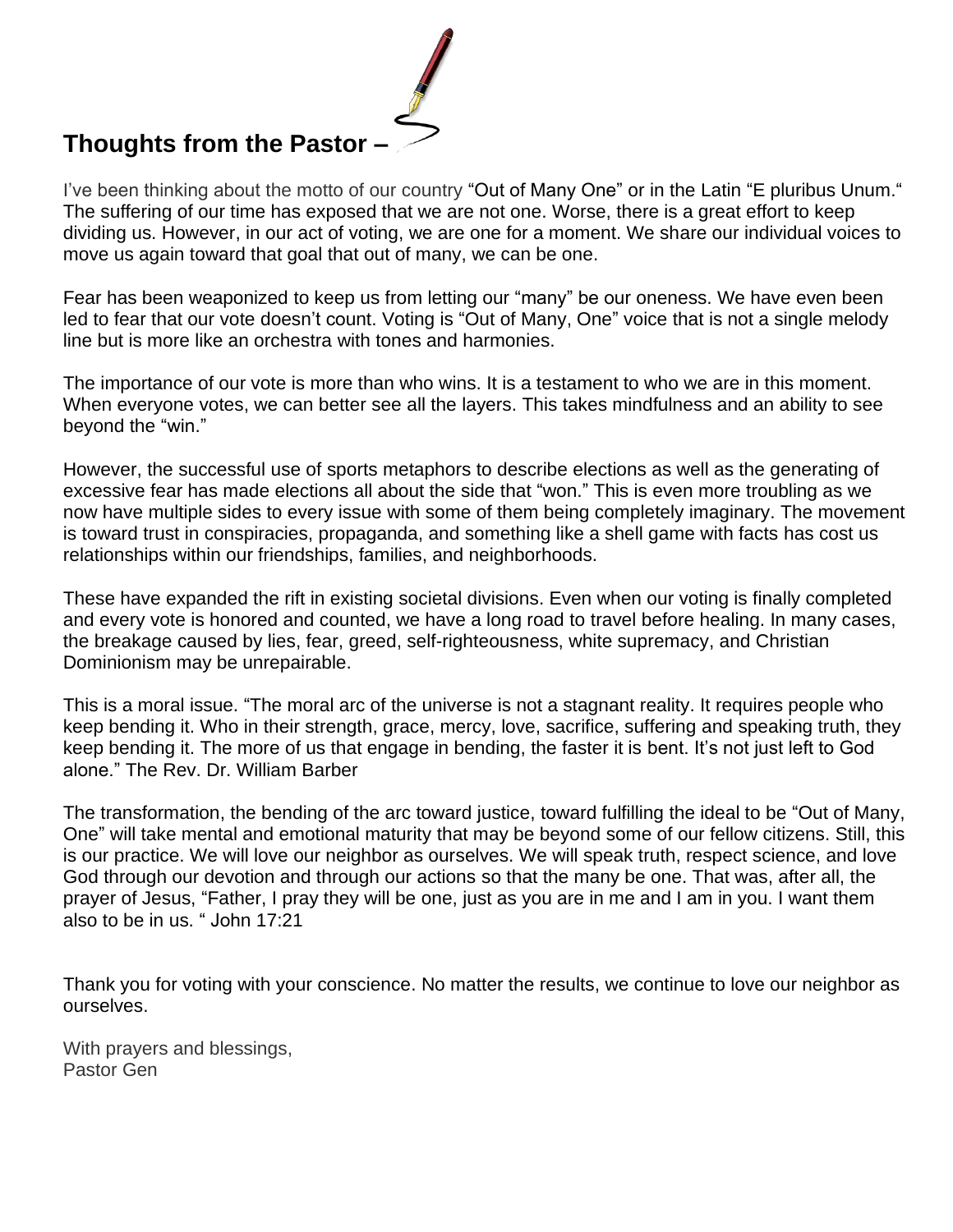## Thoughts from the Pastor –

I've been thinking about the motto of our country "Out of Many One" or in the Latin "E pluribus Unum." The suffering of our time has exposed that we are not one. Worse, there is a great effort to keep dividing us. However, in our act of voting, we are one for a moment. We share our individual voices to move us again toward that goal that out of many, we can be one.

Fear has been weaponized to keep us from letting our "many" be our oneness. We have even been led to fear that our vote doesn't count. Voting is "Out of Many, One" voice that is not a single melody line but is more like an orchestra with tones and harmonies.

The importance of our vote is more than who wins. It is a testament to who we are in this moment. When everyone votes, we can better see all the layers. This takes mindfulness and an ability to see beyond the "win."

However, the successful use of sports metaphors to describe elections as well as the generating of excessive fear has made elections all about the side that "won." This is even more troubling as we now have multiple sides to every issue with some of them being completely imaginary. The movement is toward trust in conspiracies, propaganda, and something like a shell game with facts has cost us relationships within our friendships, families, and neighborhoods.

These have expanded the rift in existing societal divisions. Even when our voting is finally completed and every vote is honored and counted, we have a long road to travel before healing. In many cases, the breakage caused by lies, fear, greed, self-righteousness, white supremacy, and Christian Dominionism may be unrepairable.

This is a moral issue. "The moral arc of the universe is not a stagnant reality. It requires people who keep bending it. Who in their strength, grace, mercy, love, sacrifice, suffering and speaking truth, they keep bending it. The more of us that engage in bending, the faster it is bent. It's not just left to God alone." The Rev. Dr. William Barber

The transformation, the bending of the arc toward justice, toward fulfilling the ideal to be "Out of Many, One" will take mental and emotional maturity that may be beyond some of our fellow citizens. Still, this is our practice. We will love our neighbor as ourselves. We will speak truth, respect science, and love God through our devotion and through our actions so that the many be one. That was, after all, the prayer of Jesus, "Father, I pray they will be one, just as you are in me and I am in you. I want them also to be in us. " John 17:21

Thank you for voting with your conscience. No matter the results, we continue to love our neighbor as ourselves.

With prayers and blessings,
Pastor Gen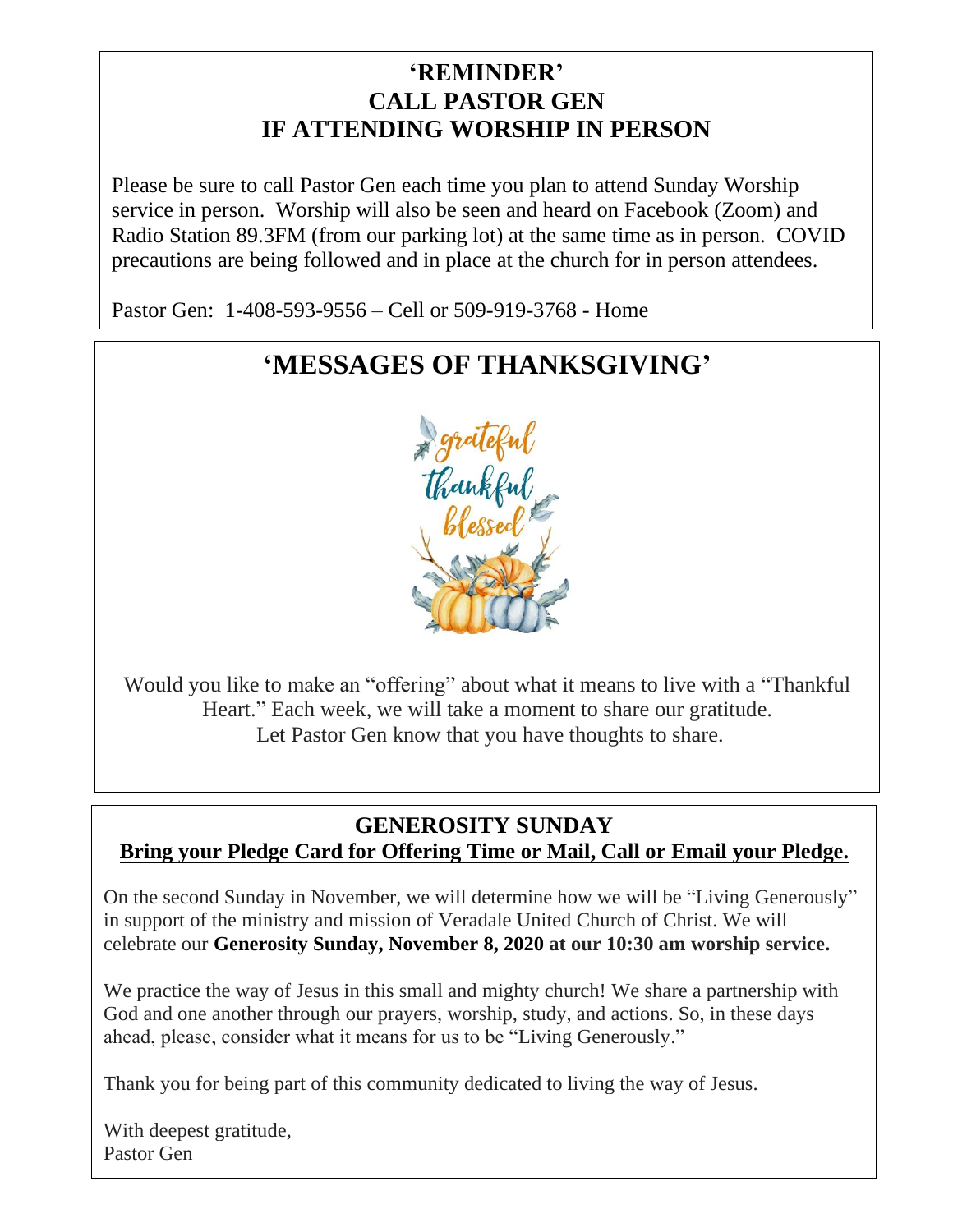## 'REMINDER'
## CALL PASTOR GEN
## IF ATTENDING WORSHIP IN PERSON

Please be sure to call Pastor Gen each time you plan to attend Sunday Worship service in person. Worship will also be seen and heard on Facebook (Zoom) and Radio Station 89.3FM (from our parking lot) at the same time as in person. COVID precautions are being followed and in place at the church for in person attendees.

Pastor Gen: 1-408-593-9556 – Cell or 509-919-3768 - Home

## 'MESSAGES OF THANKSGIVING'

Would you like to make an "offering" about what it means to live with a "Thankful Heart." Each week, we will take a moment to share our gratitude.
Let Pastor Gen know that you have thoughts to share.

## GENEROSITY SUNDAY

**Bring your Pledge Card for Offering Time or Mail, Call or Email your Pledge.**

On the second Sunday in November, we will determine how we will be "Living Generously" in support of the ministry and mission of Veradale United Church of Christ. We will celebrate our **Generosity Sunday, November 8, 2020 at our 10:30 am worship service.**

We practice the way of Jesus in this small and mighty church! We share a partnership with God and one another through our prayers, worship, study, and actions. So, in these days ahead, please, consider what it means for us to be "Living Generously."

Thank you for being part of this community dedicated to living the way of Jesus.

With deepest gratitude,
Pastor Gen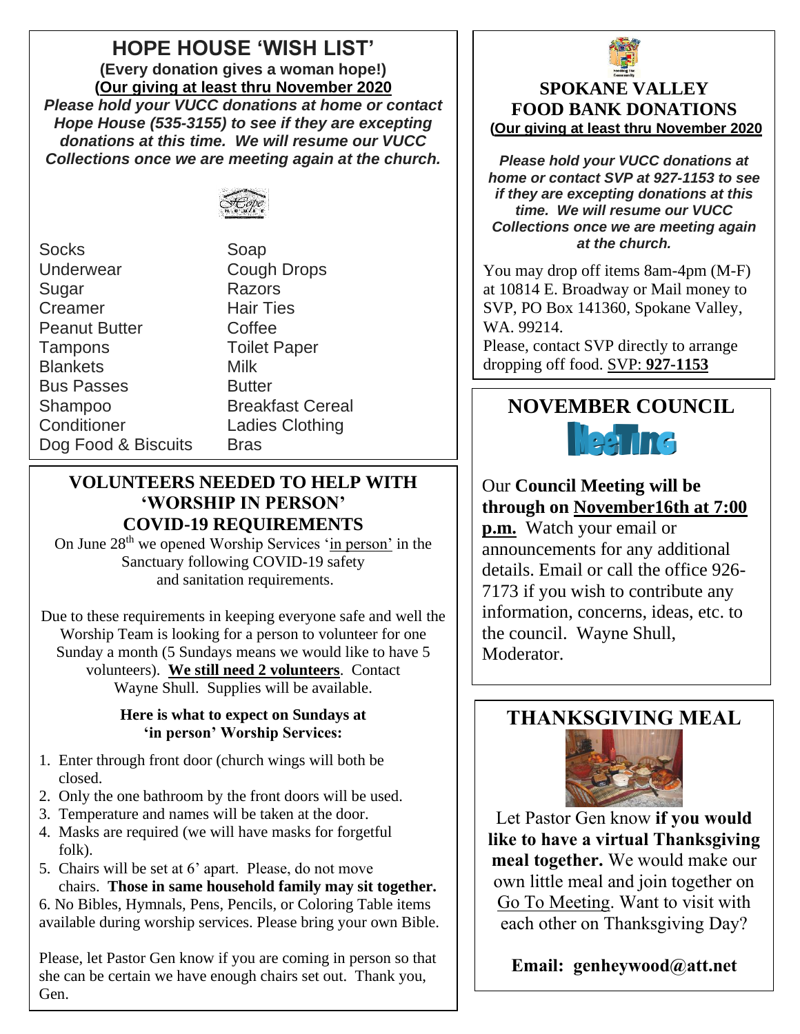# HOPE HOUSE 'WISH LIST'

**(Every donation gives a woman hope!)**
**(<u>Our giving at least thru November 2020</u>**

***Please hold your VUCC donations at home or contact Hope House (535-3155) to see if they are excepting donations at this time. We will resume our VUCC Collections once we are meeting again at the church.***

| | |
|---|---|
| Socks | Soap |
| Underwear | Cough Drops |
| Sugar | Razors |
| Creamer | Hair Ties |
| Peanut Butter | Coffee |
| Tampons | Toilet Paper |
| Blankets | Milk |
| Bus Passes | Butter |
| Shampoo | Breakfast Cereal |
| Conditioner | Ladies Clothing |
| Dog Food & Biscuits | Bras |

## VOLUNTEERS NEEDED TO HELP WITH 'WORSHIP IN PERSON' COVID-19 REQUIREMENTS

On June 28th we opened Worship Services 'in person' in the Sanctuary following COVID-19 safety and sanitation requirements.

Due to these requirements in keeping everyone safe and well the Worship Team is looking for a person to volunteer for one Sunday a month (5 Sundays means we would like to have 5 volunteers). **<u>We still need 2 volunteers</u>**. Contact Wayne Shull. Supplies will be available.

**Here is what to expect on Sundays at 'in person' Worship Services:**

1. Enter through front door (church wings will both be closed.
2. Only the one bathroom by the front doors will be used.
3. Temperature and names will be taken at the door.
4. Masks are required (we will have masks for forgetful folk).
5. Chairs will be set at 6' apart. Please, do not move chairs. **Those in same household family may sit together.**
6. No Bibles, Hymnals, Pens, Pencils, or Coloring Table items available during worship services. Please bring your own Bible.

Please, let Pastor Gen know if you are coming in person so that she can be certain we have enough chairs set out. Thank you, Gen.

## SPOKANE VALLEY FOOD BANK DONATIONS

**(<u>Our giving at least thru November 2020</u>**

***Please hold your VUCC donations at home or contact SVP at 927-1153 to see if they are excepting donations at this time. We will resume our VUCC Collections once we are meeting again at the church.***

You may drop off items 8am-4pm (M-F) at 10814 E. Broadway or Mail money to SVP, PO Box 141360, Spokane Valley, WA. 99214.

Please, contact SVP directly to arrange dropping off food. <u>SVP: **927-1153**</u>

## NOVEMBER COUNCIL Meeting

Our **Council Meeting will be through on <u>November16th at 7:00 p.m.</u>** Watch your email or announcements for any additional details. Email or call the office 926-7173 if you wish to contribute any information, concerns, ideas, etc. to the council. Wayne Shull, Moderator.

## THANKSGIVING MEAL

Let Pastor Gen know **if you would like to have a virtual Thanksgiving meal together.** We would make our own little meal and join together on <u>Go To Meeting</u>. Want to visit with each other on Thanksgiving Day?

**Email: genheywood@att.net**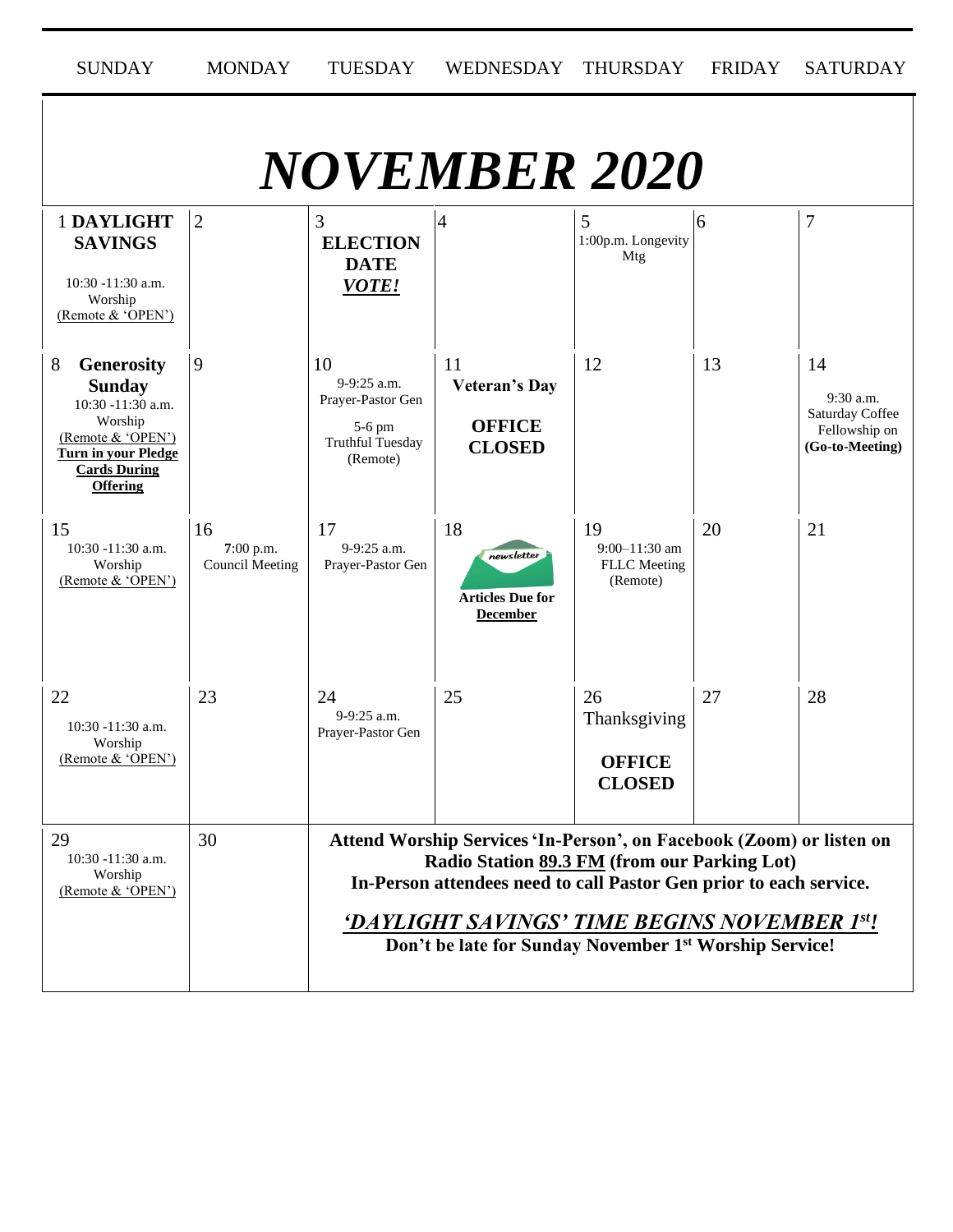# NOVEMBER 2020

| SUNDAY | MONDAY | TUESDAY | WEDNESDAY | THURSDAY | FRIDAY | SATURDAY |
|---|---|---|---|---|---|---|
| 1 **DAYLIGHT SAVINGS** 10:30 -11:30 a.m. Worship (Remote & 'OPEN') | 2 | 3 **ELECTION DATE** ***VOTE!*** | 4 | 5 1:00p.m. Longevity Mtg | 6 | 7 |
| 8 **Generosity Sunday** 10:30 -11:30 a.m. Worship (Remote & 'OPEN') **Turn in your Pledge Cards During Offering** | 9 | 10 9-9:25 a.m. Prayer-Pastor Gen 5-6 pm Truthful Tuesday (Remote) | 11 **Veteran's Day** **OFFICE CLOSED** | 12 | 13 | 14 9:30 a.m. Saturday Coffee Fellowship on **(Go-to-Meeting)** |
| 15 10:30 -11:30 a.m. Worship (Remote & 'OPEN') | 16 7:00 p.m. Council Meeting | 17 9-9:25 a.m. Prayer-Pastor Gen | 18 newsletter **Articles Due for December** | 19 9:00–11:30 am FLLC Meeting (Remote) | 20 | 21 |
| 22 10:30 -11:30 a.m. Worship (Remote & 'OPEN') | 23 | 24 9-9:25 a.m. Prayer-Pastor Gen | 25 | 26 Thanksgiving **OFFICE CLOSED** | 27 | 28 |
| 29 10:30 -11:30 a.m. Worship (Remote & 'OPEN') | 30 | | | | | |

**Attend Worship Services 'In-Person', on Facebook (Zoom) or listen on Radio Station 89.3 FM (from our Parking Lot)**
**In-Person attendees need to call Pastor Gen prior to each service.**

***'DAYLIGHT SAVINGS' TIME BEGINS NOVEMBER 1st!***
**Don't be late for Sunday November 1st Worship Service!**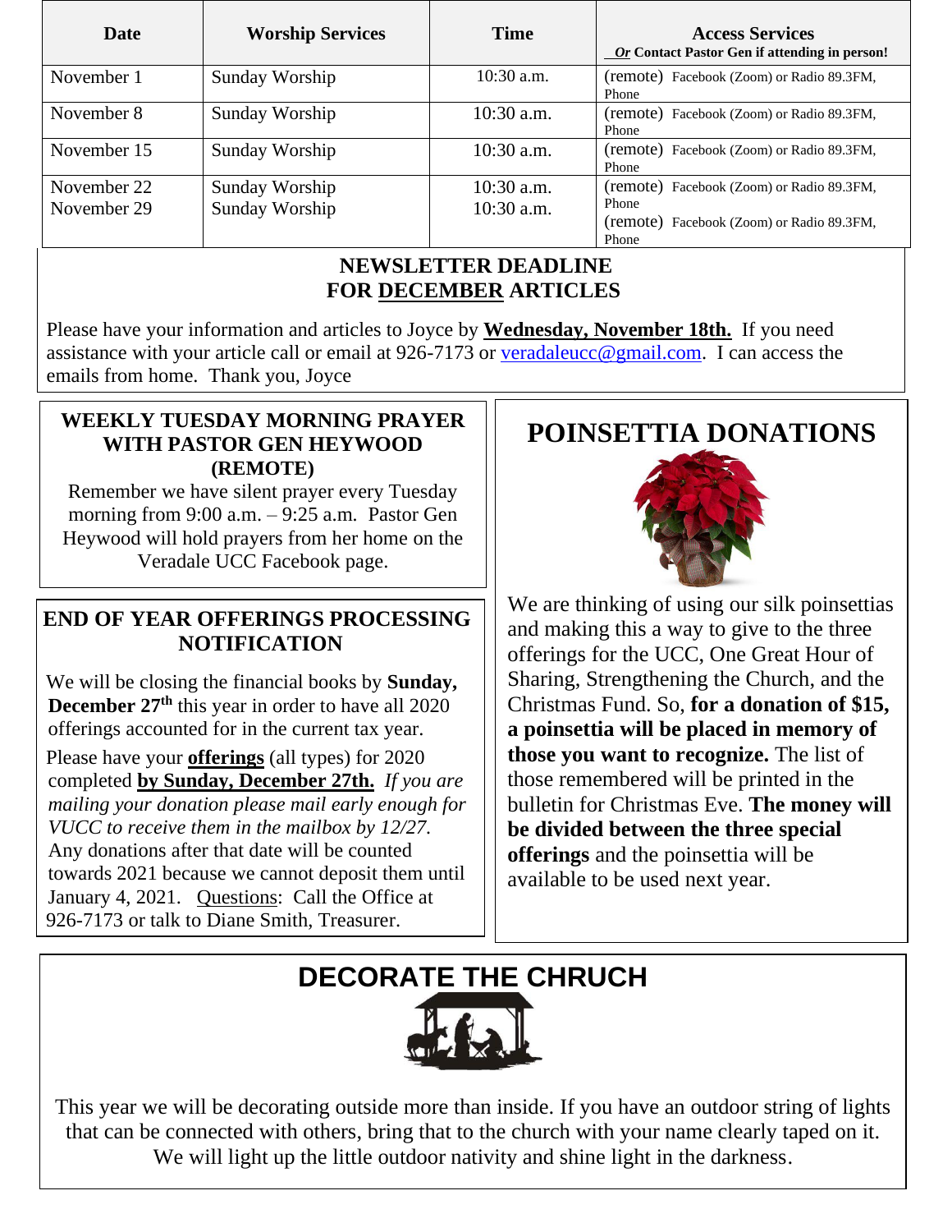| Date | Worship Services | Time | Access Services<br>*Or* **Contact Pastor Gen if attending in person!** |
|---|---|---|---|
| November 1 | Sunday Worship | 10:30 a.m. | (remote) Facebook (Zoom) or Radio 89.3FM, Phone |
| November 8 | Sunday Worship | 10:30 a.m. | (remote) Facebook (Zoom) or Radio 89.3FM, Phone |
| November 15 | Sunday Worship | 10:30 a.m. | (remote) Facebook (Zoom) or Radio 89.3FM, Phone |
| November 22<br>November 29 | Sunday Worship<br>Sunday Worship | 10:30 a.m.<br>10:30 a.m. | (remote) Facebook (Zoom) or Radio 89.3FM, Phone<br>(remote) Facebook (Zoom) or Radio 89.3FM, Phone |

## NEWSLETTER DEADLINE FOR DECEMBER ARTICLES

Please have your information and articles to Joyce by **Wednesday, November 18th.** If you need assistance with your article call or email at 926-7173 or veradaleucc@gmail.com. I can access the emails from home. Thank you, Joyce

## WEEKLY TUESDAY MORNING PRAYER WITH PASTOR GEN HEYWOOD (REMOTE)

Remember we have silent prayer every Tuesday morning from 9:00 a.m. – 9:25 a.m. Pastor Gen Heywood will hold prayers from her home on the Veradale UCC Facebook page.

## END OF YEAR OFFERINGS PROCESSING NOTIFICATION

We will be closing the financial books by **Sunday, December 27th** this year in order to have all 2020 offerings accounted for in the current tax year.

Please have your **offerings** (all types) for 2020 completed **by Sunday, December 27th.** *If you are mailing your donation please mail early enough for VUCC to receive them in the mailbox by 12/27.* Any donations after that date will be counted towards 2021 because we cannot deposit them until January 4, 2021. Questions: Call the Office at 926-7173 or talk to Diane Smith, Treasurer.

## POINSETTIA DONATIONS

We are thinking of using our silk poinsettias and making this a way to give to the three offerings for the UCC, One Great Hour of Sharing, Strengthening the Church, and the Christmas Fund. So, **for a donation of $15, a poinsettia will be placed in memory of those you want to recognize.** The list of those remembered will be printed in the bulletin for Christmas Eve. **The money will be divided between the three special offerings** and the poinsettia will be available to be used next year.

## DECORATE THE CHRUCH

This year we will be decorating outside more than inside. If you have an outdoor string of lights that can be connected with others, bring that to the church with your name clearly taped on it. We will light up the little outdoor nativity and shine light in the darkness.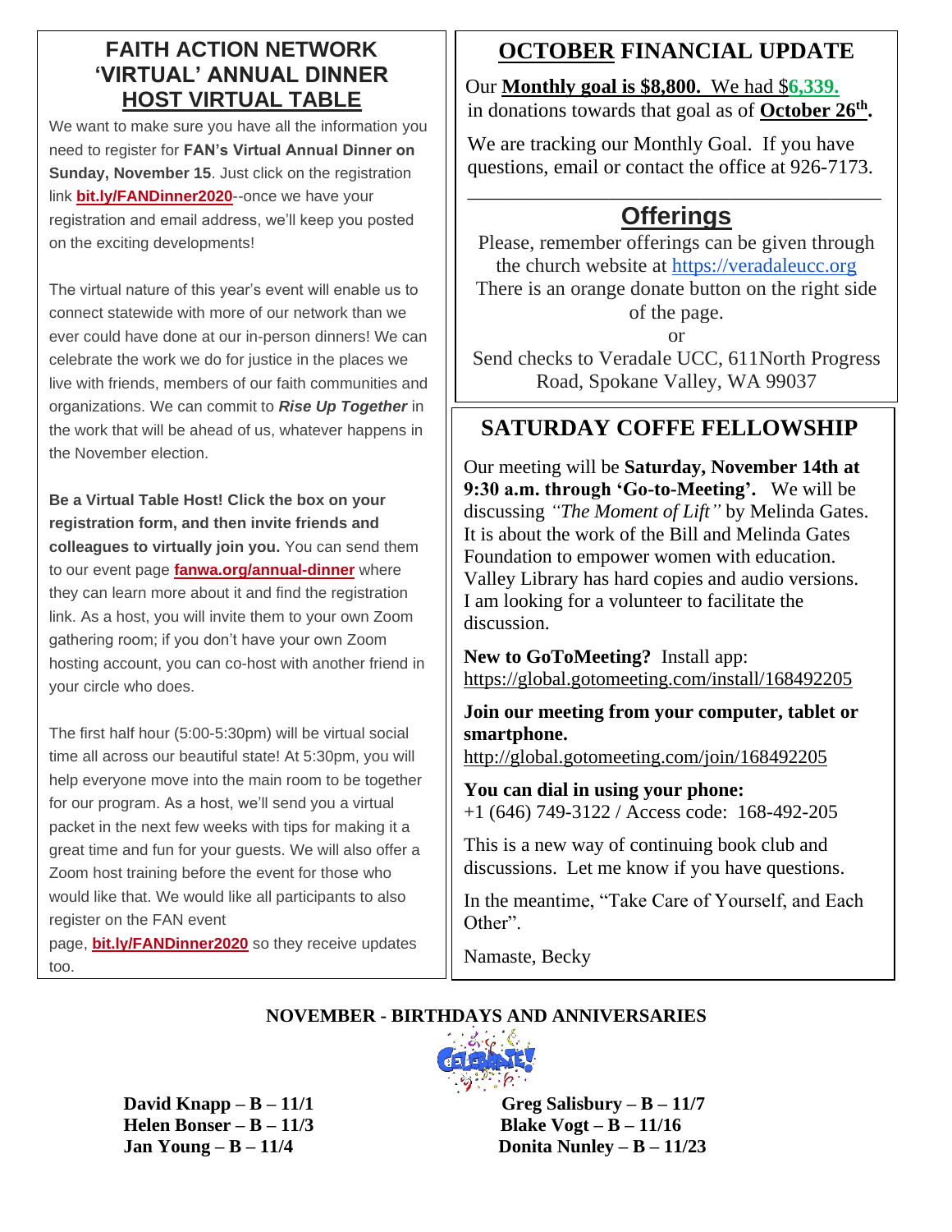## FAITH ACTION NETWORK 'VIRTUAL' ANNUAL DINNER HOST VIRTUAL TABLE

We want to make sure you have all the information you need to register for **FAN's Virtual Annual Dinner on Sunday, November 15**. Just click on the registration link **bit.ly/FANDinner2020**--once we have your registration and email address, we'll keep you posted on the exciting developments!

The virtual nature of this year's event will enable us to connect statewide with more of our network than we ever could have done at our in-person dinners! We can celebrate the work we do for justice in the places we live with friends, members of our faith communities and organizations. We can commit to ***Rise Up Together*** in the work that will be ahead of us, whatever happens in the November election.

**Be a Virtual Table Host! Click the box on your registration form, and then invite friends and colleagues to virtually join you.** You can send them to our event page **fanwa.org/annual-dinner** where they can learn more about it and find the registration link. As a host, you will invite them to your own Zoom gathering room; if you don't have your own Zoom hosting account, you can co-host with another friend in your circle who does.

The first half hour (5:00-5:30pm) will be virtual social time all across our beautiful state! At 5:30pm, you will help everyone move into the main room to be together for our program. As a host, we'll send you a virtual packet in the next few weeks with tips for making it a great time and fun for your guests. We will also offer a Zoom host training before the event for those who would like that. We would like all participants to also register on the FAN event page, **bit.ly/FANDinner2020** so they receive updates too.

## OCTOBER FINANCIAL UPDATE

Our **Monthly goal is $8,800.** We had $**6,339.** in donations towards that goal as of **October 26th.**

We are tracking our Monthly Goal. If you have questions, email or contact the office at 926-7173.

## Offerings

Please, remember offerings can be given through the church website at https://veradaleucc.org There is an orange donate button on the right side of the page.

or

Send checks to Veradale UCC, 611North Progress Road, Spokane Valley, WA 99037

## SATURDAY COFFE FELLOWSHIP

Our meeting will be **Saturday, November 14th at 9:30 a.m. through 'Go-to-Meeting'.** We will be discussing *"The Moment of Lift"* by Melinda Gates. It is about the work of the Bill and Melinda Gates Foundation to empower women with education. Valley Library has hard copies and audio versions. I am looking for a volunteer to facilitate the discussion.

**New to GoToMeeting?** Install app: https://global.gotomeeting.com/install/168492205

**Join our meeting from your computer, tablet or smartphone.**
http://global.gotomeeting.com/join/168492205

**You can dial in using your phone:**
+1 (646) 749-3122 / Access code: 168-492-205

This is a new way of continuing book club and discussions. Let me know if you have questions.

In the meantime, "Take Care of Yourself, and Each Other".

Namaste, Becky

## NOVEMBER - BIRTHDAYS AND ANNIVERSARIES

**David Knapp – B – 11/1**
**Helen Bonser – B – 11/3**
**Jan Young – B – 11/4**
**Greg Salisbury – B – 11/7**
**Blake Vogt – B – 11/16**
**Donita Nunley – B – 11/23**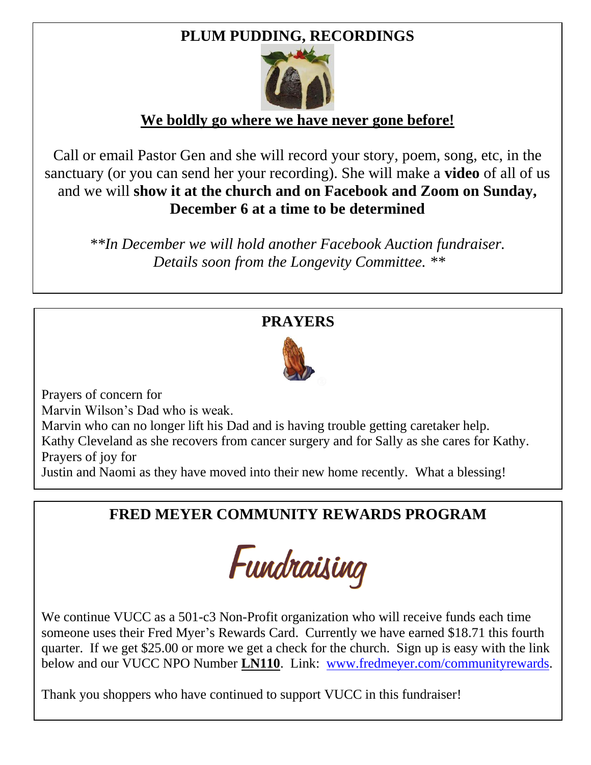## PLUM PUDDING, RECORDINGS

**We boldly go where we have never gone before!**

Call or email Pastor Gen and she will record your story, poem, song, etc, in the sanctuary (or you can send her your recording). She will make a **video** of all of us and we will **show it at the church and on Facebook and Zoom on Sunday, December 6 at a time to be determined**

*\*\*In December we will hold another Facebook Auction fundraiser. Details soon from the Longevity Committee. \*\**

## PRAYERS

Prayers of concern for
Marvin Wilson's Dad who is weak.
Marvin who can no longer lift his Dad and is having trouble getting caretaker help.
Kathy Cleveland as she recovers from cancer surgery and for Sally as she cares for Kathy.
Prayers of joy for
Justin and Naomi as they have moved into their new home recently. What a blessing!

## FRED MEYER COMMUNITY REWARDS PROGRAM

Fundraising

We continue VUCC as a 501-c3 Non-Profit organization who will receive funds each time someone uses their Fred Myer's Rewards Card. Currently we have earned $18.71 this fourth quarter. If we get $25.00 or more we get a check for the church. Sign up is easy with the link below and our VUCC NPO Number **LN110**. Link: www.fredmeyer.com/communityrewards.

Thank you shoppers who have continued to support VUCC in this fundraiser!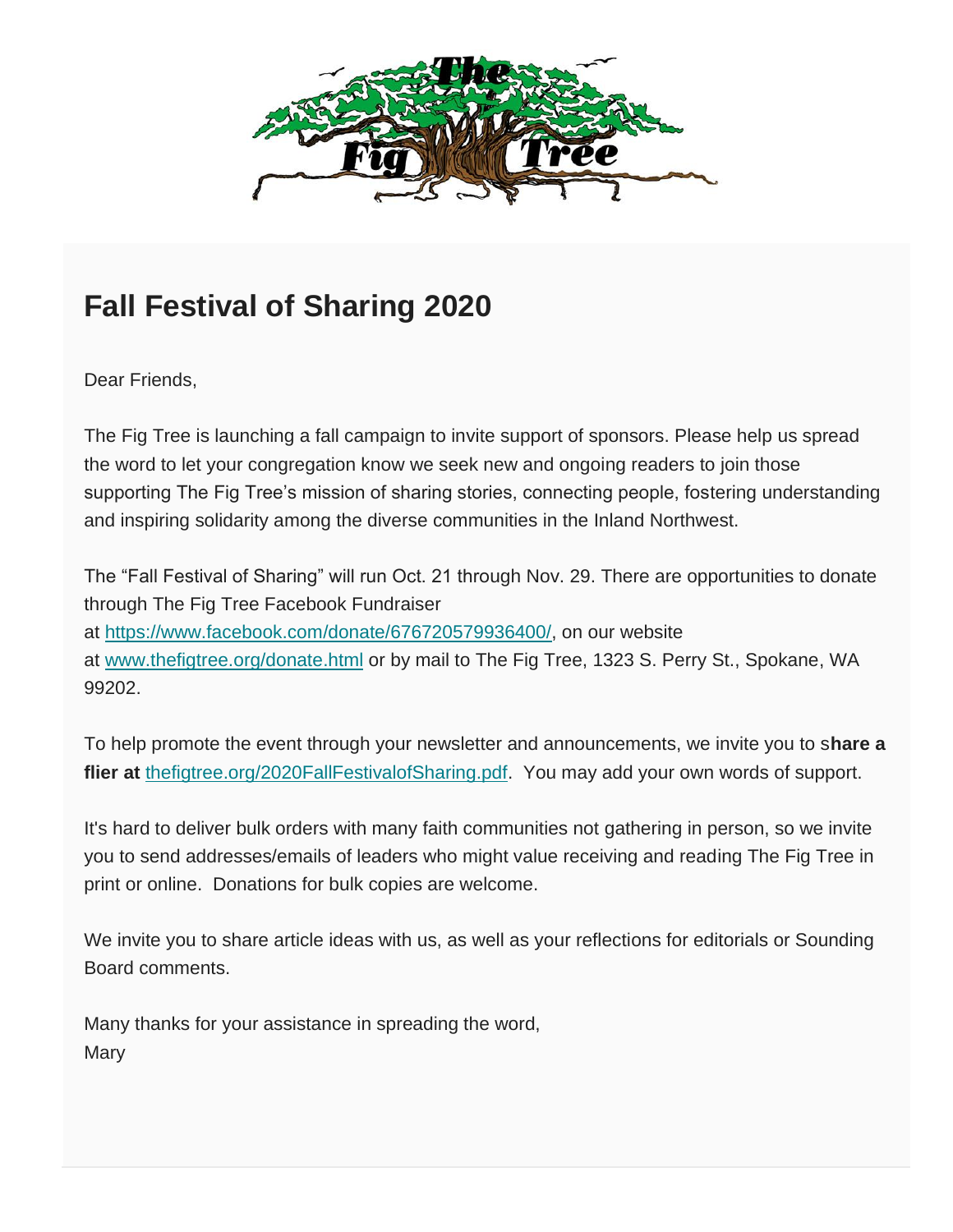# Fall Festival of Sharing 2020

Dear Friends,

The Fig Tree is launching a fall campaign to invite support of sponsors. Please help us spread the word to let your congregation know we seek new and ongoing readers to join those supporting The Fig Tree's mission of sharing stories, connecting people, fostering understanding and inspiring solidarity among the diverse communities in the Inland Northwest.

The "Fall Festival of Sharing" will run Oct. 21 through Nov. 29. There are opportunities to donate through The Fig Tree Facebook Fundraiser at https://www.facebook.com/donate/676720579936400/, on our website at www.thefigtree.org/donate.html or by mail to The Fig Tree, 1323 S. Perry St., Spokane, WA 99202.

To help promote the event through your newsletter and announcements, we invite you to s**hare a flier at** thefigtree.org/2020FallFestivalofSharing.pdf. You may add your own words of support.

It's hard to deliver bulk orders with many faith communities not gathering in person, so we invite you to send addresses/emails of leaders who might value receiving and reading The Fig Tree in print or online. Donations for bulk copies are welcome.

We invite you to share article ideas with us, as well as your reflections for editorials or Sounding Board comments.

Many thanks for your assistance in spreading the word,
Mary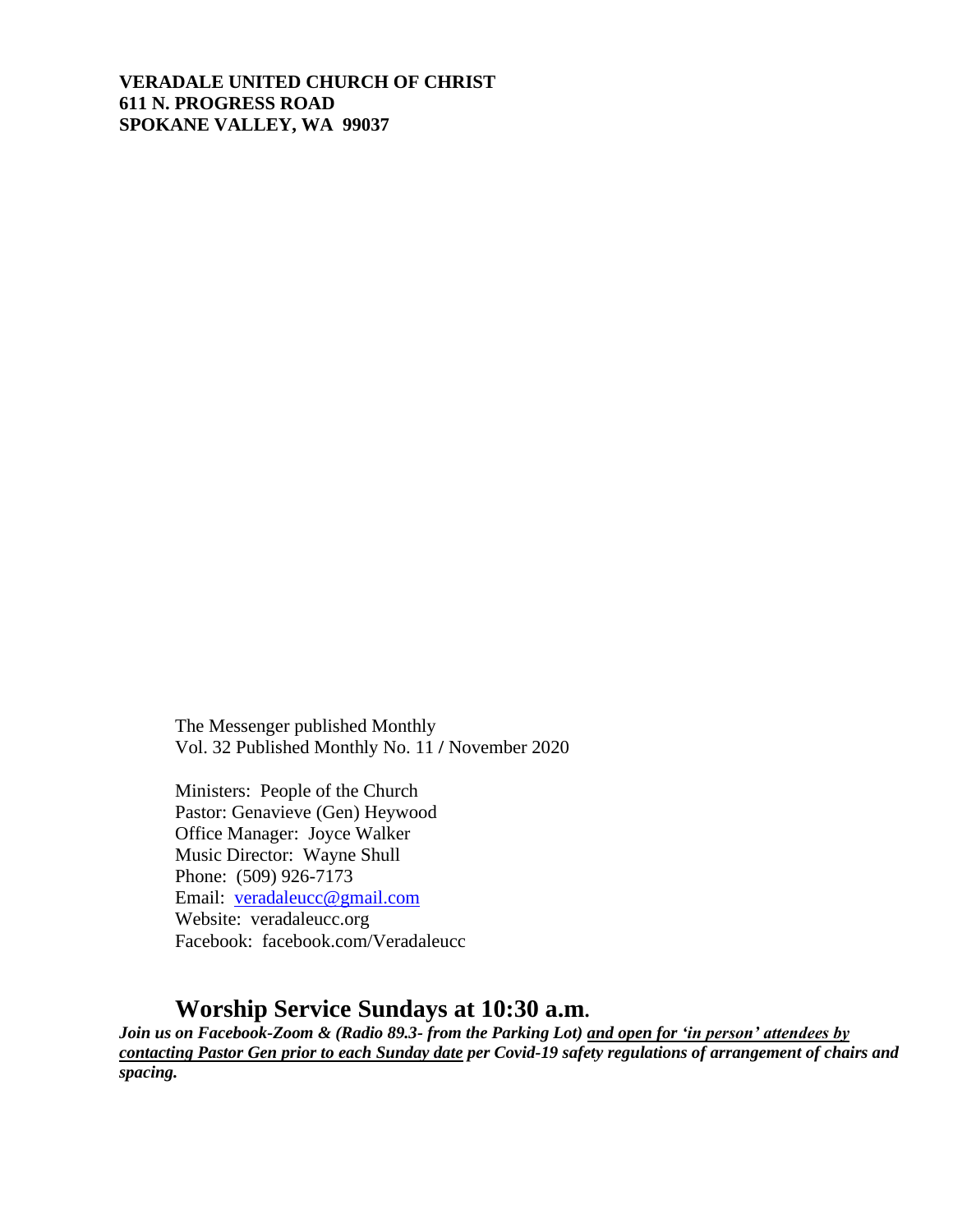**VERADALE UNITED CHURCH OF CHRIST**
**611 N. PROGRESS ROAD**
**SPOKANE VALLEY, WA 99037**

The Messenger published Monthly
Vol. 32 Published Monthly No. 11 / November 2020

Ministers: People of the Church
Pastor: Genavieve (Gen) Heywood
Office Manager: Joyce Walker
Music Director: Wayne Shull
Phone: (509) 926-7173
Email: veradaleucc@gmail.com
Website: veradaleucc.org
Facebook: facebook.com/Veradaleucc

## Worship Service Sundays at 10:30 a.m.

***Join us on Facebook-Zoom & (Radio 89.3- from the Parking Lot) and open for 'in person' attendees by contacting Pastor Gen prior to each Sunday date per Covid-19 safety regulations of arrangement of chairs and spacing.***